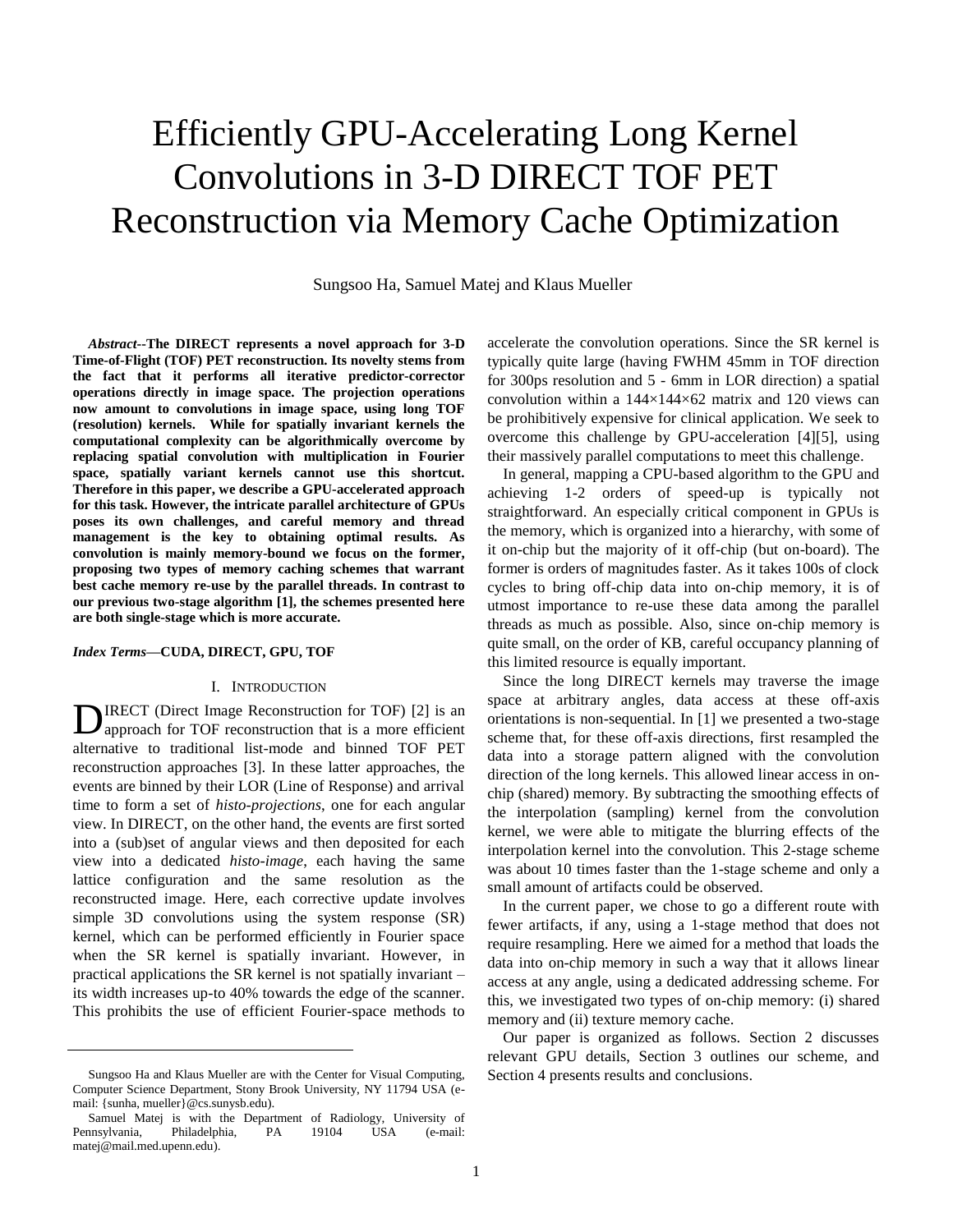# Efficiently GPU-Accelerating Long Kernel Convolutions in 3-D DIRECT TOF PET Reconstruction via Memory Cache Optimization

Sungsoo Ha, Samuel Matej and Klaus Mueller

***Abstract*--The DIRECT represents a novel approach for 3-D Time-of-Flight (TOF) PET reconstruction. Its novelty stems from the fact that it performs all iterative predictor-corrector operations directly in image space. The projection operations now amount to convolutions in image space, using long TOF (resolution) kernels. While for spatially invariant kernels the computational complexity can be algorithmically overcome by replacing spatial convolution with multiplication in Fourier space, spatially variant kernels cannot use this shortcut. Therefore in this paper, we describe a GPU-accelerated approach for this task. However, the intricate parallel architecture of GPUs poses its own challenges, and careful memory and thread management is the key to obtaining optimal results. As convolution is mainly memory-bound we focus on the former, proposing two types of memory caching schemes that warrant best cache memory re-use by the parallel threads. In contrast to our previous two-stage algorithm [1], the schemes presented here are both single-stage which is more accurate.**

***Index Terms*—CUDA, DIRECT, GPU, TOF**

## I. Introduction

DIRECT (Direct Image Reconstruction for TOF) [2] is an approach for TOF reconstruction that is a more efficient alternative to traditional list-mode and binned TOF PET reconstruction approaches [3]. In these latter approaches, the events are binned by their LOR (Line of Response) and arrival time to form a set of *histo-projections*, one for each angular view. In DIRECT, on the other hand, the events are first sorted into a (sub)set of angular views and then deposited for each view into a dedicated *histo-image*, each having the same lattice configuration and the same resolution as the reconstructed image. Here, each corrective update involves simple 3D convolutions using the system response (SR) kernel, which can be performed efficiently in Fourier space when the SR kernel is spatially invariant. However, in practical applications the SR kernel is not spatially invariant – its width increases up-to 40% towards the edge of the scanner. This prohibits the use of efficient Fourier-space methods to accelerate the convolution operations. Since the SR kernel is typically quite large (having FWHM 45mm in TOF direction for 300ps resolution and 5 - 6mm in LOR direction) a spatial convolution within a 144×144×62 matrix and 120 views can be prohibitively expensive for clinical application. We seek to overcome this challenge by GPU-acceleration [4][5], using their massively parallel computations to meet this challenge.

In general, mapping a CPU-based algorithm to the GPU and achieving 1-2 orders of speed-up is typically not straightforward. An especially critical component in GPUs is the memory, which is organized into a hierarchy, with some of it on-chip but the majority of it off-chip (but on-board). The former is orders of magnitudes faster. As it takes 100s of clock cycles to bring off-chip data into on-chip memory, it is of utmost importance to re-use these data among the parallel threads as much as possible. Also, since on-chip memory is quite small, on the order of KB, careful occupancy planning of this limited resource is equally important.

Since the long DIRECT kernels may traverse the image space at arbitrary angles, data access at these off-axis orientations is non-sequential. In [1] we presented a two-stage scheme that, for these off-axis directions, first resampled the data into a storage pattern aligned with the convolution direction of the long kernels. This allowed linear access in on-chip (shared) memory. By subtracting the smoothing effects of the interpolation (sampling) kernel from the convolution kernel, we were able to mitigate the blurring effects of the interpolation kernel into the convolution. This 2-stage scheme was about 10 times faster than the 1-stage scheme and only a small amount of artifacts could be observed.

In the current paper, we chose to go a different route with fewer artifacts, if any, using a 1-stage method that does not require resampling. Here we aimed for a method that loads the data into on-chip memory in such a way that it allows linear access at any angle, using a dedicated addressing scheme. For this, we investigated two types of on-chip memory: (i) shared memory and (ii) texture memory cache.

Our paper is organized as follows. Section 2 discusses relevant GPU details, Section 3 outlines our scheme, and Section 4 presents results and conclusions.

---

Sungsoo Ha and Klaus Mueller are with the Center for Visual Computing, Computer Science Department, Stony Brook University, NY 11794 USA (e-mail: {sunha, mueller}@cs.sunysb.edu).

Samuel Matej is with the Department of Radiology, University of Pennsylvania, Philadelphia, PA 19104 USA (e-mail: matej@mail.med.upenn.edu).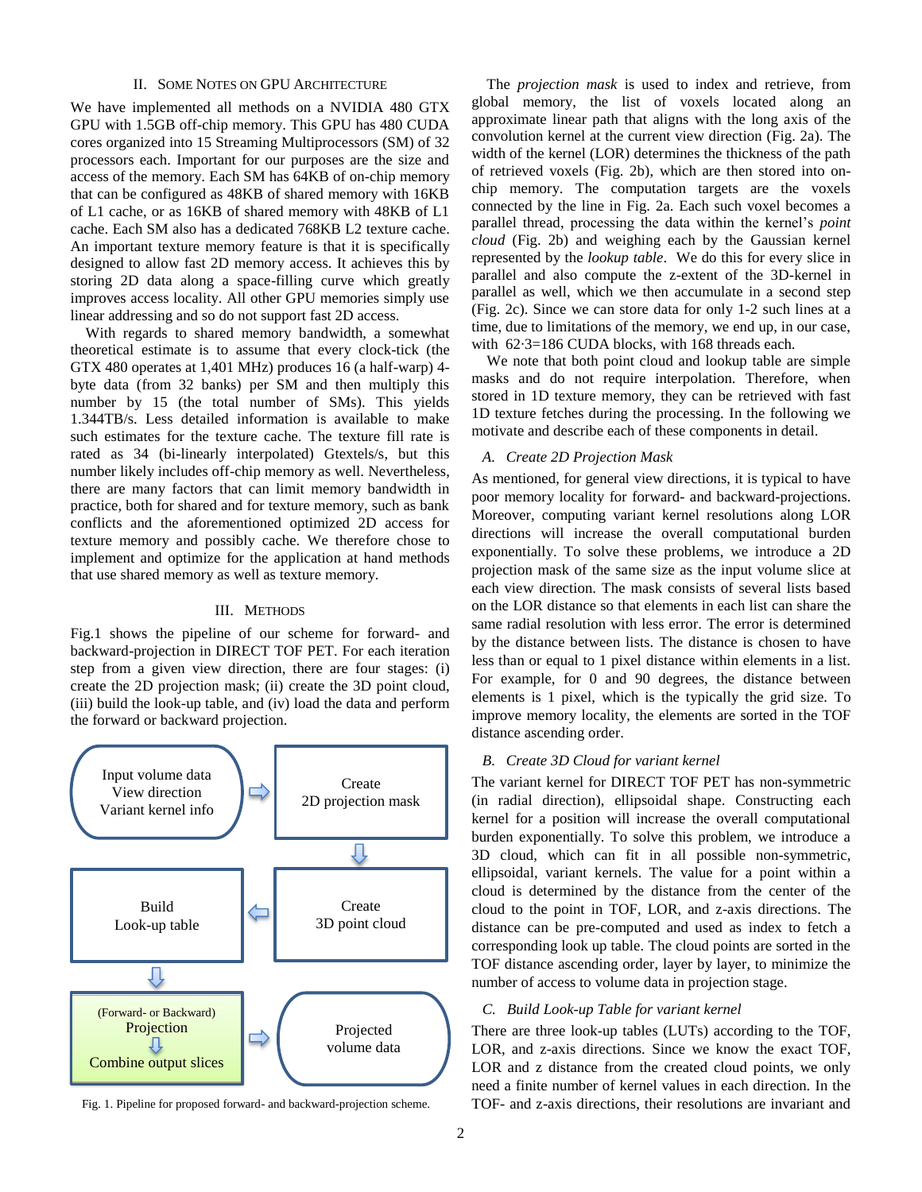## II. Some Notes on GPU Architecture

We have implemented all methods on a NVIDIA 480 GTX GPU with 1.5GB off-chip memory. This GPU has 480 CUDA cores organized into 15 Streaming Multiprocessors (SM) of 32 processors each. Important for our purposes are the size and access of the memory. Each SM has 64KB of on-chip memory that can be configured as 48KB of shared memory with 16KB of L1 cache, or as 16KB of shared memory with 48KB of L1 cache. Each SM also has a dedicated 768KB L2 texture cache. An important texture memory feature is that it is specifically designed to allow fast 2D memory access. It achieves this by storing 2D data along a space-filling curve which greatly improves access locality. All other GPU memories simply use linear addressing and so do not support fast 2D access.

With regards to shared memory bandwidth, a somewhat theoretical estimate is to assume that every clock-tick (the GTX 480 operates at 1,401 MHz) produces 16 (a half-warp) 4-byte data (from 32 banks) per SM and then multiply this number by 15 (the total number of SMs). This yields 1.344TB/s. Less detailed information is available to make such estimates for the texture cache. The texture fill rate is rated as 34 (bi-linearly interpolated) Gtextels/s, but this number likely includes off-chip memory as well. Nevertheless, there are many factors that can limit memory bandwidth in practice, both for shared and for texture memory, such as bank conflicts and the aforementioned optimized 2D access for texture memory and possibly cache. We therefore chose to implement and optimize for the application at hand methods that use shared memory as well as texture memory.

## III. Methods

Fig.1 shows the pipeline of our scheme for forward- and backward-projection in DIRECT TOF PET. For each iteration step from a given view direction, there are four stages: (i) create the 2D projection mask; (ii) create the 3D point cloud, (iii) build the look-up table, and (iv) load the data and perform the forward or backward projection.

| | | |
|---|---|---|
| Input volume data<br>View direction<br>Variant kernel info | ⇨ | Create<br>2D projection mask |
| | | ⇩ |
| Build<br>Look-up table | ⇦ | Create<br>3D point cloud |
| ⇩ | | |
| (Forward- or Backward)<br>Projection<br>⇩<br>Combine output slices | ⇨ | Projected<br>volume data |

Fig. 1. Pipeline for proposed forward- and backward-projection scheme.

The *projection mask* is used to index and retrieve, from global memory, the list of voxels located along an approximate linear path that aligns with the long axis of the convolution kernel at the current view direction (Fig. 2a). The width of the kernel (LOR) determines the thickness of the path of retrieved voxels (Fig. 2b), which are then stored into on-chip memory. The computation targets are the voxels connected by the line in Fig. 2a. Each such voxel becomes a parallel thread, processing the data within the kernel's *point cloud* (Fig. 2b) and weighing each by the Gaussian kernel represented by the *lookup table*. We do this for every slice in parallel and also compute the z-extent of the 3D-kernel in parallel as well, which we then accumulate in a second step (Fig. 2c). Since we can store data for only 1-2 such lines at a time, due to limitations of the memory, we end up, in our case, with $62 \cdot 3 = 186$ CUDA blocks, with 168 threads each.

We note that both point cloud and lookup table are simple masks and do not require interpolation. Therefore, when stored in 1D texture memory, they can be retrieved with fast 1D texture fetches during the processing. In the following we motivate and describe each of these components in detail.

### A. Create 2D Projection Mask

As mentioned, for general view directions, it is typical to have poor memory locality for forward- and backward-projections. Moreover, computing variant kernel resolutions along LOR directions will increase the overall computational burden exponentially. To solve these problems, we introduce a 2D projection mask of the same size as the input volume slice at each view direction. The mask consists of several lists based on the LOR distance so that elements in each list can share the same radial resolution with less error. The error is determined by the distance between lists. The distance is chosen to have less than or equal to 1 pixel distance within elements in a list. For example, for 0 and 90 degrees, the distance between elements is 1 pixel, which is the typically the grid size. To improve memory locality, the elements are sorted in the TOF distance ascending order.

### B. Create 3D Cloud for variant kernel

The variant kernel for DIRECT TOF PET has non-symmetric (in radial direction), ellipsoidal shape. Constructing each kernel for a position will increase the overall computational burden exponentially. To solve this problem, we introduce a 3D cloud, which can fit in all possible non-symmetric, ellipsoidal, variant kernels. The value for a point within a cloud is determined by the distance from the center of the cloud to the point in TOF, LOR, and z-axis directions. The distance can be pre-computed and used as index to fetch a corresponding look up table. The cloud points are sorted in the TOF distance ascending order, layer by layer, to minimize the number of access to volume data in projection stage.

### C. Build Look-up Table for variant kernel

There are three look-up tables (LUTs) according to the TOF, LOR, and z-axis directions. Since we know the exact TOF, LOR and z distance from the created cloud points, we only need a finite number of kernel values in each direction. In the TOF- and z-axis directions, their resolutions are invariant and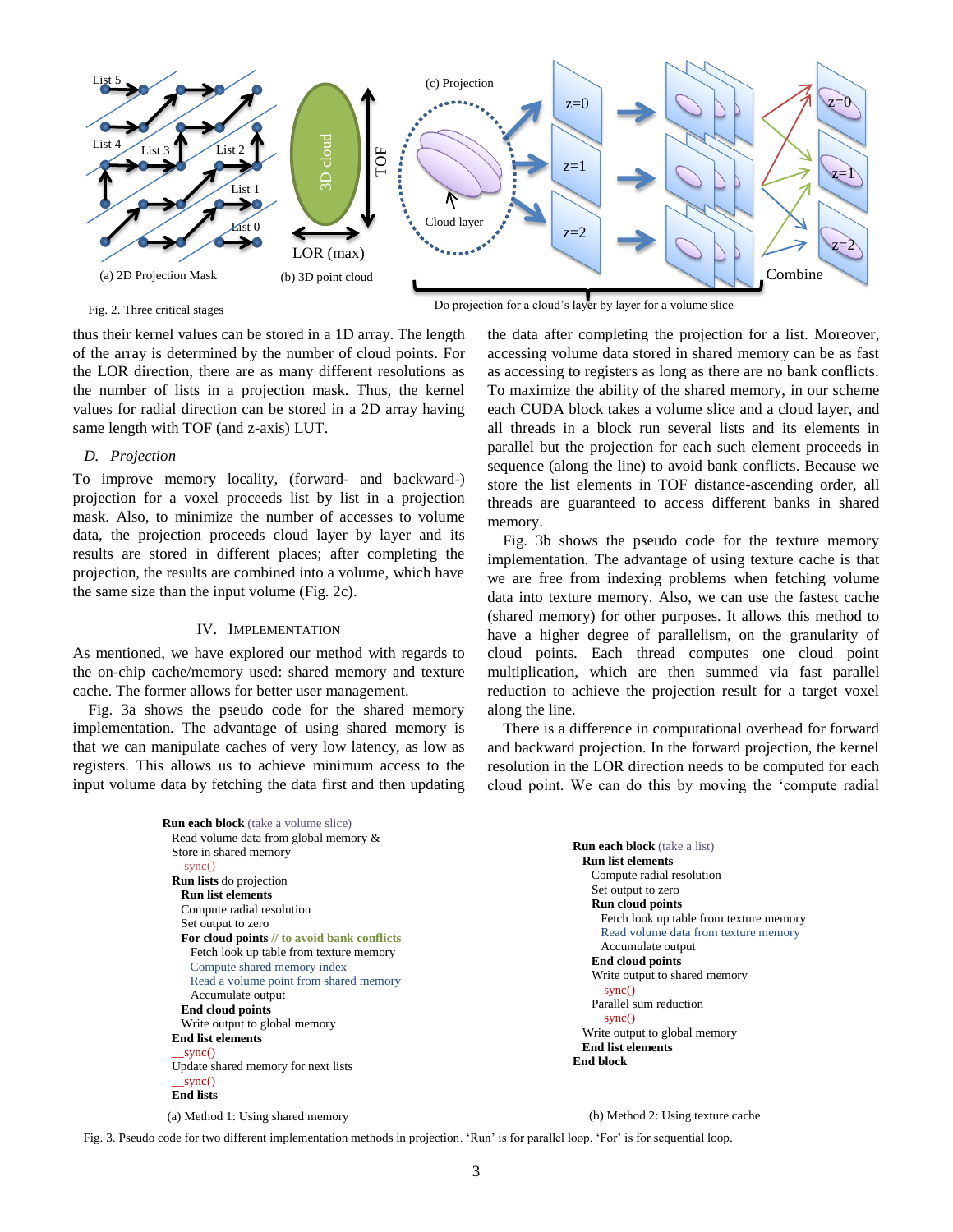Fig. 2. Three critical stages

thus their kernel values can be stored in a 1D array. The length of the array is determined by the number of cloud points. For the LOR direction, there are as many different resolutions as the number of lists in a projection mask. Thus, the kernel values for radial direction can be stored in a 2D array having same length with TOF (and z-axis) LUT.

### D. Projection

To improve memory locality, (forward- and backward-) projection for a voxel proceeds list by list in a projection mask. Also, to minimize the number of accesses to volume data, the projection proceeds cloud layer by layer and its results are stored in different places; after completing the projection, the results are combined into a volume, which have the same size than the input volume (Fig. 2c).

## IV. Implementation

As mentioned, we have explored our method with regards to the on-chip cache/memory used: shared memory and texture cache. The former allows for better user management.

Fig. 3a shows the pseudo code for the shared memory implementation. The advantage of using shared memory is that we can manipulate caches of very low latency, as low as registers. This allows us to achieve minimum access to the input volume data by fetching the data first and then updating the data after completing the projection for a list. Moreover, accessing volume data stored in shared memory can be as fast as accessing to registers as long as there are no bank conflicts. To maximize the ability of the shared memory, in our scheme each CUDA block takes a volume slice and a cloud layer, and all threads in a block run several lists and its elements in parallel but the projection for each such element proceeds in sequence (along the line) to avoid bank conflicts. Because we store the list elements in TOF distance-ascending order, all threads are guaranteed to access different banks in shared memory.

Fig. 3b shows the pseudo code for the texture memory implementation. The advantage of using texture cache is that we are free from indexing problems when fetching volume data into texture memory. Also, we can use the fastest cache (shared memory) for other purposes. It allows this method to have a higher degree of parallelism, on the granularity of cloud points. Each thread computes one cloud point multiplication, which are then summed via fast parallel reduction to achieve the projection result for a target voxel along the line.

There is a difference in computational overhead for forward and backward projection. In the forward projection, the kernel resolution in the LOR direction needs to be computed for each cloud point. We can do this by moving the 'compute radial

```
Run each block (take a volume slice)
  Read volume data from global memory &
  Store in shared memory
  __sync()
  Run lists do projection
    Run list elements
    Compute radial resolution
    Set output to zero
    For cloud points // to avoid bank conflicts
      Fetch look up table from texture memory
      Compute shared memory index
      Read a volume point from shared memory
      Accumulate output
    End cloud points
    Write output to global memory
  End list elements
  __sync()
  Update shared memory for next lists
  __sync()
  End lists
```

(a) Method 1: Using shared memory

```
Run each block (take a list)
  Run list elements
    Compute radial resolution
    Set output to zero
    Run cloud points
      Fetch look up table from texture memory
      Read volume data from texture memory
      Accumulate output
    End cloud points
    Write output to shared memory
    __sync()
    Parallel sum reduction
    __sync()
  Write output to global memory
  End list elements
End block
```

(b) Method 2: Using texture cache

Fig. 3. Pseudo code for two different implementation methods in projection. 'Run' is for parallel loop. 'For' is for sequential loop.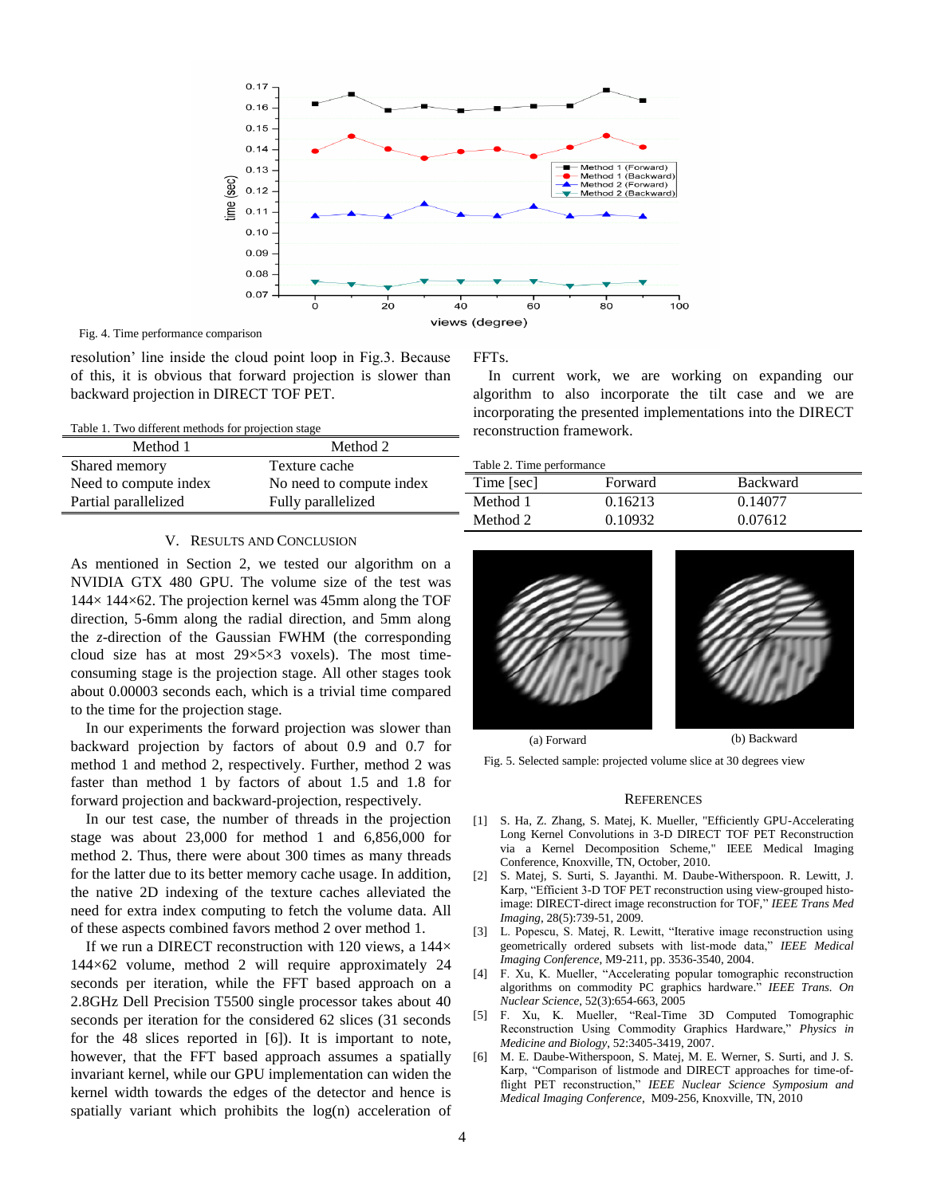0.17
0.16
0.15
0.14
0.13
0.12
0.11
0.10
0.09
0.08
0.07

time (sec)

0 20 40 60 80 100

views (degree)

Method 1 (Forward)
Method 1 (Backward)
Method 2 (Forward)
Method 2 (Backward)

Fig. 4. Time performance comparison

resolution' line inside the cloud point loop in Fig.3. Because of this, it is obvious that forward projection is slower than backward projection in DIRECT TOF PET.

Table 1. Two different methods for projection stage

| Method 1 | Method 2 |
|---|---|
| Shared memory | Texture cache |
| Need to compute index | No need to compute index |
| Partial parallelized | Fully parallelized |

## V. Results and Conclusion

As mentioned in Section 2, we tested our algorithm on a NVIDIA GTX 480 GPU. The volume size of the test was 144× 144×62. The projection kernel was 45mm along the TOF direction, 5-6mm along the radial direction, and 5mm along the *z*-direction of the Gaussian FWHM (the corresponding cloud size has at most 29×5×3 voxels). The most time-consuming stage is the projection stage. All other stages took about 0.00003 seconds each, which is a trivial time compared to the time for the projection stage.

In our experiments the forward projection was slower than backward projection by factors of about 0.9 and 0.7 for method 1 and method 2, respectively. Further, method 2 was faster than method 1 by factors of about 1.5 and 1.8 for forward projection and backward-projection, respectively.

In our test case, the number of threads in the projection stage was about 23,000 for method 1 and 6,856,000 for method 2. Thus, there were about 300 times as many threads for the latter due to its better memory cache usage. In addition, the native 2D indexing of the texture caches alleviated the need for extra index computing to fetch the volume data. All of these aspects combined favors method 2 over method 1.

If we run a DIRECT reconstruction with 120 views, a 144× 144×62 volume, method 2 will require approximately 24 seconds per iteration, while the FFT based approach on a 2.8GHz Dell Precision T5500 single processor takes about 40 seconds per iteration for the considered 62 slices (31 seconds for the 48 slices reported in [6]). It is important to note, however, that the FFT based approach assumes a spatially invariant kernel, while our GPU implementation can widen the kernel width towards the edges of the detector and hence is spatially variant which prohibits the log(n) acceleration of FFTs.

In current work, we are working on expanding our algorithm to also incorporate the tilt case and we are incorporating the presented implementations into the DIRECT reconstruction framework.

Table 2. Time performance

| Time [sec] | Forward | Backward |
|---|---|---|
| Method 1 | 0.16213 | 0.14077 |
| Method 2 | 0.10932 | 0.07612 |

(a) Forward

(b) Backward

Fig. 5. Selected sample: projected volume slice at 30 degrees view

## References

[1] S. Ha, Z. Zhang, S. Matej, K. Mueller, "Efficiently GPU-Accelerating Long Kernel Convolutions in 3-D DIRECT TOF PET Reconstruction via a Kernel Decomposition Scheme," IEEE Medical Imaging Conference, Knoxville, TN, October, 2010.

[2] S. Matej, S. Surti, S. Jayanthi. M. Daube-Witherspoon. R. Lewitt, J. Karp, "Efficient 3-D TOF PET reconstruction using view-grouped histo-image: DIRECT-direct image reconstruction for TOF," *IEEE Trans Med Imaging*, 28(5):739-51, 2009.

[3] L. Popescu, S. Matej, R. Lewitt, "Iterative image reconstruction using geometrically ordered subsets with list-mode data," *IEEE Medical Imaging Conference*, M9-211, pp. 3536-3540, 2004.

[4] F. Xu, K. Mueller, "Accelerating popular tomographic reconstruction algorithms on commodity PC graphics hardware." *IEEE Trans. On Nuclear Science*, 52(3):654-663, 2005

[5] F. Xu, K. Mueller, "Real-Time 3D Computed Tomographic Reconstruction Using Commodity Graphics Hardware," *Physics in Medicine and Biology*, 52:3405-3419, 2007.

[6] M. E. Daube-Witherspoon, S. Matej, M. E. Werner, S. Surti, and J. S. Karp, "Comparison of listmode and DIRECT approaches for time-of-flight PET reconstruction," *IEEE Nuclear Science Symposium and Medical Imaging Conference*, M09-256, Knoxville, TN, 2010